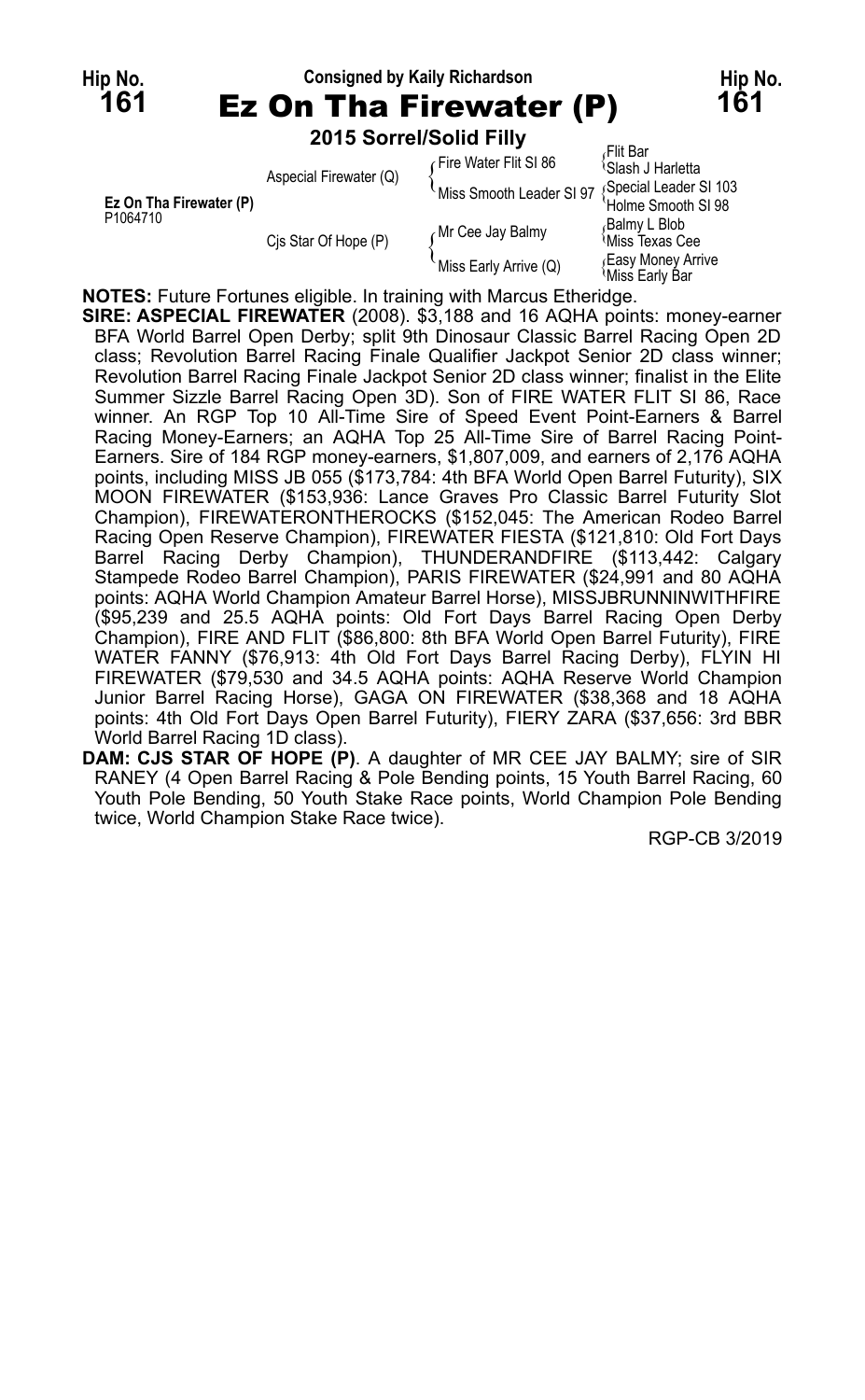**Hip No. 161** — Consigned by Kaily Richardson — **Hip No. 161**

# Ez On Tha Firewater (P)

**2015 Sorrel/Solid Filly**

| | | | |
|---|---|---|---|
| **Ez On Tha Firewater (P)** P1064710 | Aspecial Firewater (Q) | Fire Water Flit SI 86 | Flit Bar |
| | | | Slash J Harletta |
| | | Miss Smooth Leader SI 97 | Special Leader SI 103 |
| | | | Holme Smooth SI 98 |
| | Cjs Star Of Hope (P) | Mr Cee Jay Balmy | Balmy L Blob |
| | | | Miss Texas Cee |
| | | Miss Early Arrive (Q) | Easy Money Arrive |
| | | | Miss Early Bar |

**NOTES:** Future Fortunes eligible. In training with Marcus Etheridge.

**SIRE: ASPECIAL FIREWATER** (2008). $3,188 and 16 AQHA points: money-earner BFA World Barrel Open Derby; split 9th Dinosaur Classic Barrel Racing Open 2D class; Revolution Barrel Racing Finale Qualifier Jackpot Senior 2D class winner; Revolution Barrel Racing Finale Jackpot Senior 2D class winner; finalist in the Elite Summer Sizzle Barrel Racing Open 3D). Son of FIRE WATER FLIT SI 86, Race winner. An RGP Top 10 All-Time Sire of Speed Event Point-Earners & Barrel Racing Money-Earners; an AQHA Top 25 All-Time Sire of Barrel Racing Point-Earners. Sire of 184 RGP money-earners, $1,807,009, and earners of 2,176 AQHA points, including MISS JB 055 ($173,784: 4th BFA World Open Barrel Futurity), SIX MOON FIREWATER ($153,936: Lance Graves Pro Classic Barrel Futurity Slot Champion), FIREWATERONTHEROCKS ($152,045: The American Rodeo Barrel Racing Open Reserve Champion), FIREWATER FIESTA ($121,810: Old Fort Days Barrel Racing Derby Champion), THUNDERANDFIRE ($113,442: Calgary Stampede Rodeo Barrel Champion), PARIS FIREWATER ($24,991 and 80 AQHA points: AQHA World Champion Amateur Barrel Horse), MISSJBRUNNINWITHFIRE ($95,239 and 25.5 AQHA points: Old Fort Days Barrel Racing Open Derby Champion), FIRE AND FLIT ($86,800: 8th BFA World Open Barrel Futurity), FIRE WATER FANNY ($76,913: 4th Old Fort Days Barrel Racing Derby), FLYIN HI FIREWATER ($79,530 and 34.5 AQHA points: AQHA Reserve World Champion Junior Barrel Racing Horse), GAGA ON FIREWATER ($38,368 and 18 AQHA points: 4th Old Fort Days Open Barrel Futurity), FIERY ZARA ($37,656: 3rd BBR World Barrel Racing 1D class).

**DAM: CJS STAR OF HOPE (P)**. A daughter of MR CEE JAY BALMY; sire of SIR RANEY (4 Open Barrel Racing & Pole Bending points, 15 Youth Barrel Racing, 60 Youth Pole Bending, 50 Youth Stake Race points, World Champion Pole Bending twice, World Champion Stake Race twice).

RGP-CB 3/2019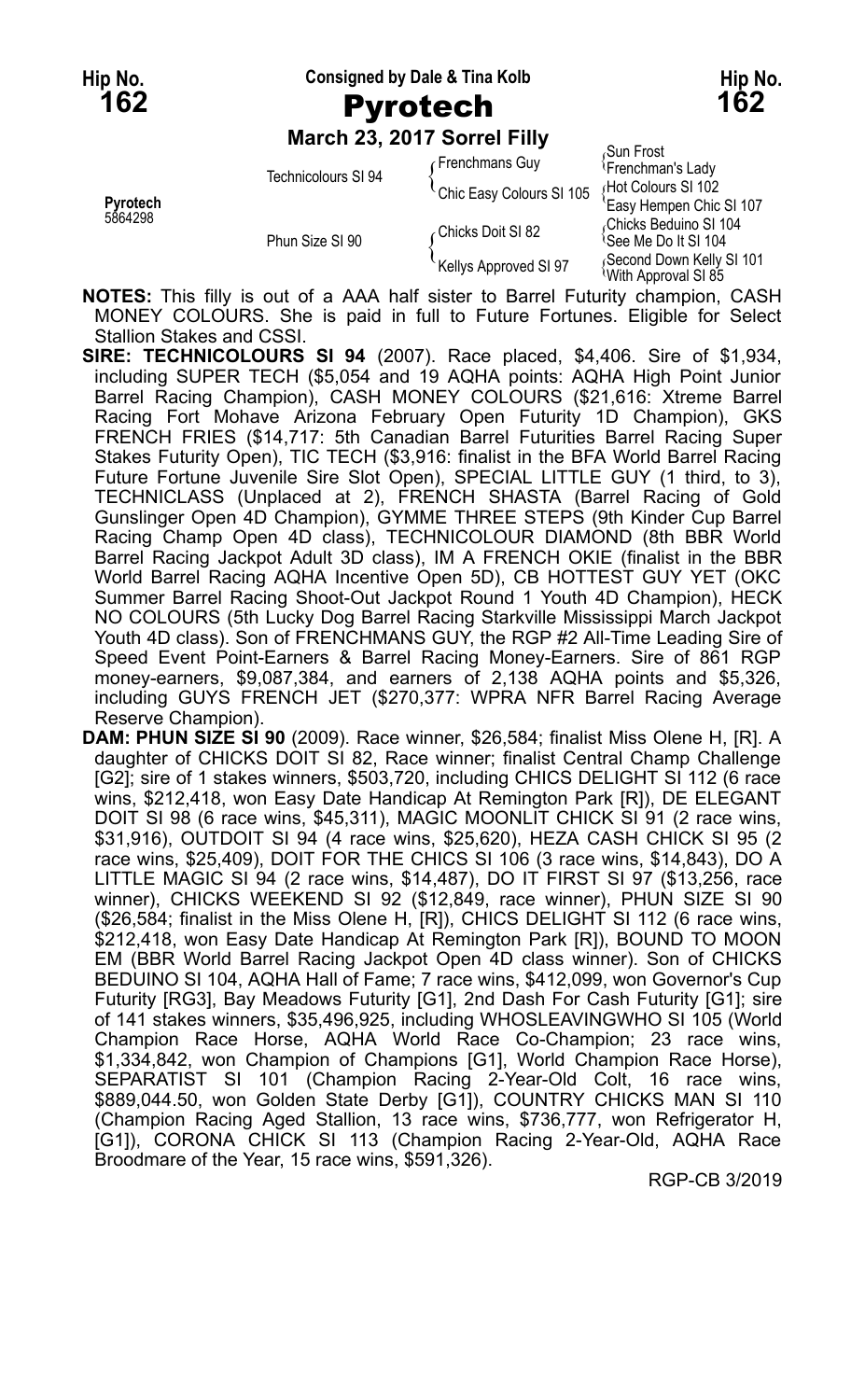**Hip No. 162** | Consigned by Dale & Tina Kolb | **Hip No. 162**

# Pyrotech

**March 23, 2017 Sorrel Filly**

| | | | |
|---|---|---|---|
| **Pyrotech** 5864298 | Technicolours SI 94 | Frenchmans Guy | Sun Frost |
| | | | Frenchman's Lady |
| | | Chic Easy Colours SI 105 | Hot Colours SI 102 |
| | | | Easy Hempen Chic SI 107 |
| | Phun Size SI 90 | Chicks Doit SI 82 | Chicks Beduino SI 104 |
| | | | See Me Do It SI 104 |
| | | Kellys Approved SI 97 | Second Down Kelly SI 101 |
| | | | With Approval SI 85 |

**NOTES:** This filly is out of a AAA half sister to Barrel Futurity champion, CASH MONEY COLOURS. She is paid in full to Future Fortunes. Eligible for Select Stallion Stakes and CSSI.

**SIRE: TECHNICOLOURS SI 94** (2007). Race placed, $4,406. Sire of $1,934, including SUPER TECH ($5,054 and 19 AQHA points: AQHA High Point Junior Barrel Racing Champion), CASH MONEY COLOURS ($21,616: Xtreme Barrel Racing Fort Mohave Arizona February Open Futurity 1D Champion), GKS FRENCH FRIES ($14,717: 5th Canadian Barrel Futurities Barrel Racing Super Stakes Futurity Open), TIC TECH ($3,916: finalist in the BFA World Barrel Racing Future Fortune Juvenile Sire Slot Open), SPECIAL LITTLE GUY (1 third, to 3), TECHNICLASS (Unplaced at 2), FRENCH SHASTA (Barrel Racing of Gold Gunslinger Open 4D Champion), GYMME THREE STEPS (9th Kinder Cup Barrel Racing Champ Open 4D class), TECHNICOLOUR DIAMOND (8th BBR World Barrel Racing Jackpot Adult 3D class), IM A FRENCH OKIE (finalist in the BBR World Barrel Racing AQHA Incentive Open 5D), CB HOTTEST GUY YET (OKC Summer Barrel Racing Shoot-Out Jackpot Round 1 Youth 4D Champion), HECK NO COLOURS (5th Lucky Dog Barrel Racing Starkville Mississippi March Jackpot Youth 4D class). Son of FRENCHMANS GUY, the RGP #2 All-Time Leading Sire of Speed Event Point-Earners & Barrel Racing Money-Earners. Sire of 861 RGP money-earners, $9,087,384, and earners of 2,138 AQHA points and $5,326, including GUYS FRENCH JET ($270,377: WPRA NFR Barrel Racing Average Reserve Champion).

**DAM: PHUN SIZE SI 90** (2009). Race winner, $26,584; finalist Miss Olene H, [R]. A daughter of CHICKS DOIT SI 82, Race winner; finalist Central Champ Challenge [G2]; sire of 1 stakes winners, $503,720, including CHICS DELIGHT SI 112 (6 race wins, $212,418, won Easy Date Handicap At Remington Park [R]), DE ELEGANT DOIT SI 98 (6 race wins, $45,311), MAGIC MOONLIT CHICK SI 91 (2 race wins, $31,916), OUTDOIT SI 94 (4 race wins, $25,620), HEZA CASH CHICK SI 95 (2 race wins, $25,409), DOIT FOR THE CHICS SI 106 (3 race wins, $14,843), DO A LITTLE MAGIC SI 94 (2 race wins, $14,487), DO IT FIRST SI 97 ($13,256, race winner), CHICKS WEEKEND SI 92 ($12,849, race winner), PHUN SIZE SI 90 ($26,584; finalist in the Miss Olene H, [R]), CHICS DELIGHT SI 112 (6 race wins, $212,418, won Easy Date Handicap At Remington Park [R]), BOUND TO MOON EM (BBR World Barrel Racing Jackpot Open 4D class winner). Son of CHICKS BEDUINO SI 104, AQHA Hall of Fame; 7 race wins, $412,099, won Governor's Cup Futurity [RG3], Bay Meadows Futurity [G1], 2nd Dash For Cash Futurity [G1]; sire of 141 stakes winners, $35,496,925, including WHOSLEAVINGWHO SI 105 (World Champion Race Horse, AQHA World Race Co-Champion; 23 race wins, $1,334,842, won Champion of Champions [G1], World Champion Race Horse), SEPARATIST SI 101 (Champion Racing 2-Year-Old Colt, 16 race wins, $889,044.50, won Golden State Derby [G1]), COUNTRY CHICKS MAN SI 110 (Champion Racing Aged Stallion, 13 race wins, $736,777, won Refrigerator H, [G1]), CORONA CHICK SI 113 (Champion Racing 2-Year-Old, AQHA Race Broodmare of the Year, 15 race wins, $591,326).

RGP-CB 3/2019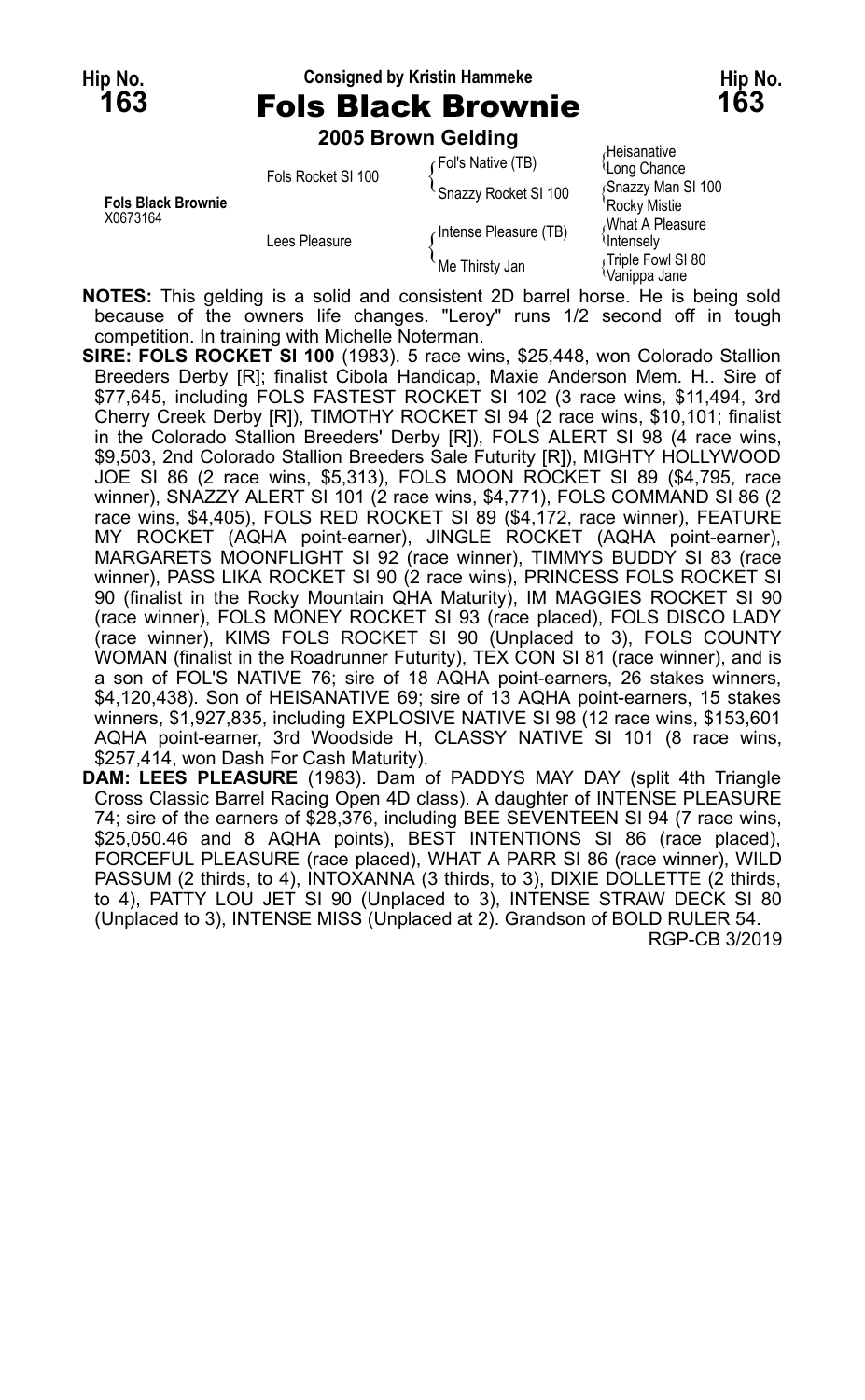**Hip No. 163** — Consigned by Kristin Hammeke — **Hip No. 163**

# Fols Black Brownie

**2005 Brown Gelding**

| | | | |
|---|---|---|---|
| **Fols Black Brownie** X0673164 | Fols Rocket SI 100 | Fol's Native (TB) | Heisanative |
| | | | Long Chance |
| | | Snazzy Rocket SI 100 | Snazzy Man SI 100 |
| | | | Rocky Mistie |
| | Lees Pleasure | Intense Pleasure (TB) | What A Pleasure |
| | | | Intensely |
| | | Me Thirsty Jan | Triple Fowl SI 80 |
| | | | Vanippa Jane |

**NOTES:** This gelding is a solid and consistent 2D barrel horse. He is being sold because of the owners life changes. "Leroy" runs 1/2 second off in tough competition. In training with Michelle Noterman.

**SIRE: FOLS ROCKET SI 100** (1983). 5 race wins, $25,448, won Colorado Stallion Breeders Derby [R]; finalist Cibola Handicap, Maxie Anderson Mem. H.. Sire of $77,645, including FOLS FASTEST ROCKET SI 102 (3 race wins, $11,494, 3rd Cherry Creek Derby [R]), TIMOTHY ROCKET SI 94 (2 race wins, $10,101; finalist in the Colorado Stallion Breeders' Derby [R]), FOLS ALERT SI 98 (4 race wins, $9,503, 2nd Colorado Stallion Breeders Sale Futurity [R]), MIGHTY HOLLYWOOD JOE SI 86 (2 race wins, $5,313), FOLS MOON ROCKET SI 89 ($4,795, race winner), SNAZZY ALERT SI 101 (2 race wins, $4,771), FOLS COMMAND SI 86 (2 race wins, $4,405), FOLS RED ROCKET SI 89 ($4,172, race winner), FEATURE MY ROCKET (AQHA point-earner), JINGLE ROCKET (AQHA point-earner), MARGARETS MOONFLIGHT SI 92 (race winner), TIMMYS BUDDY SI 83 (race winner), PASS LIKA ROCKET SI 90 (2 race wins), PRINCESS FOLS ROCKET SI 90 (finalist in the Rocky Mountain QHA Maturity), IM MAGGIES ROCKET SI 90 (race winner), FOLS MONEY ROCKET SI 93 (race placed), FOLS DISCO LADY (race winner), KIMS FOLS ROCKET SI 90 (Unplaced to 3), FOLS COUNTY WOMAN (finalist in the Roadrunner Futurity), TEX CON SI 81 (race winner), and is a son of FOL'S NATIVE 76; sire of 18 AQHA point-earners, 26 stakes winners, $4,120,438). Son of HEISANATIVE 69; sire of 13 AQHA point-earners, 15 stakes winners, $1,927,835, including EXPLOSIVE NATIVE SI 98 (12 race wins, $153,601 AQHA point-earner, 3rd Woodside H, CLASSY NATIVE SI 101 (8 race wins, $257,414, won Dash For Cash Maturity).

**DAM: LEES PLEASURE** (1983). Dam of PADDYS MAY DAY (split 4th Triangle Cross Classic Barrel Racing Open 4D class). A daughter of INTENSE PLEASURE 74; sire of the earners of $28,376, including BEE SEVENTEEN SI 94 (7 race wins, $25,050.46 and 8 AQHA points), BEST INTENTIONS SI 86 (race placed), FORCEFUL PLEASURE (race placed), WHAT A PARR SI 86 (race winner), WILD PASSUM (2 thirds, to 4), INTOXANNA (3 thirds, to 3), DIXIE DOLLETTE (2 thirds, to 4), PATTY LOU JET SI 90 (Unplaced to 3), INTENSE STRAW DECK SI 80 (Unplaced to 3), INTENSE MISS (Unplaced at 2). Grandson of BOLD RULER 54.

RGP-CB 3/2019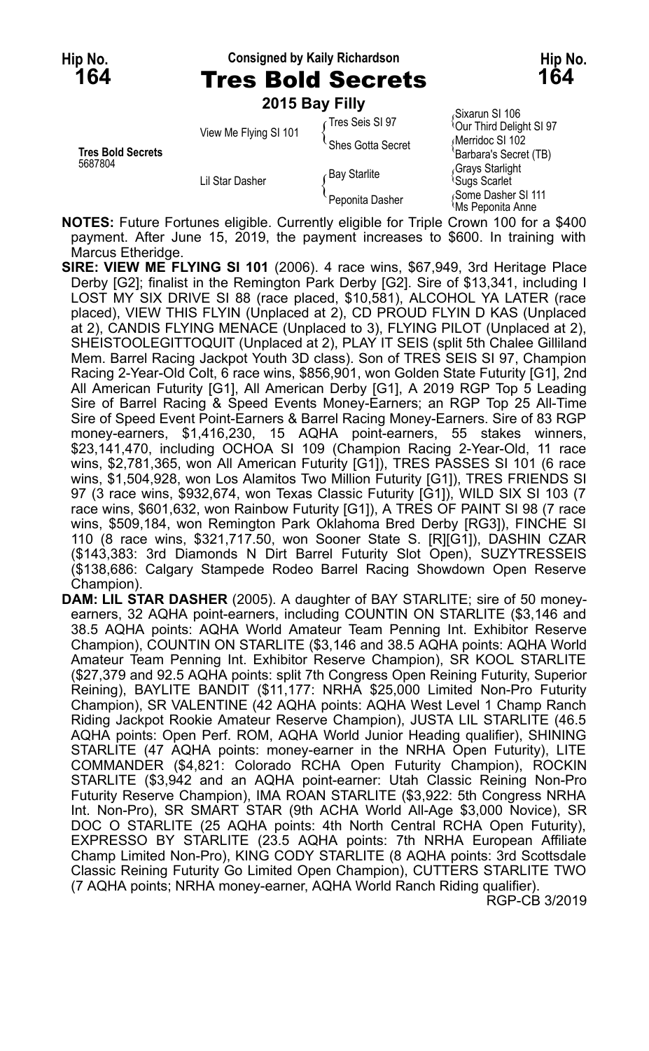Hip No. **164** — Consigned by Kaily Richardson — Hip No. **164**

# Tres Bold Secrets

**2015 Bay Filly**

| | | | |
|---|---|---|---|
| **Tres Bold Secrets** 5687804 | View Me Flying SI 101 | Tres Seis SI 97 | Sixarun SI 106 |
| | | | Our Third Delight SI 97 |
| | | Shes Gotta Secret | Merridoc SI 102 |
| | | | Barbara's Secret (TB) |
| | Lil Star Dasher | Bay Starlite | Grays Starlight |
| | | | Sugs Scarlet |
| | | Peponita Dasher | Some Dasher SI 111 |
| | | | Ms Peponita Anne |

**NOTES:** Future Fortunes eligible. Currently eligible for Triple Crown 100 for a $400 payment. After June 15, 2019, the payment increases to $600. In training with Marcus Etheridge.

**SIRE: VIEW ME FLYING SI 101** (2006). 4 race wins, $67,949, 3rd Heritage Place Derby [G2]; finalist in the Remington Park Derby [G2]. Sire of $13,341, including I LOST MY SIX DRIVE SI 88 (race placed, $10,581), ALCOHOL YA LATER (race placed), VIEW THIS FLYIN (Unplaced at 2), CD PROUD FLYIN D KAS (Unplaced at 2), CANDIS FLYING MENACE (Unplaced to 3), FLYING PILOT (Unplaced at 2), SHEISTOOLEGITTOQUIT (Unplaced at 2), PLAY IT SEIS (split 5th Chalee Gilliland Mem. Barrel Racing Jackpot Youth 3D class). Son of TRES SEIS SI 97, Champion Racing 2-Year-Old Colt, 6 race wins, $856,901, won Golden State Futurity [G1], 2nd All American Futurity [G1], All American Derby [G1], A 2019 RGP Top 5 Leading Sire of Barrel Racing & Speed Events Money-Earners; an RGP Top 25 All-Time Sire of Speed Event Point-Earners & Barrel Racing Money-Earners. Sire of 83 RGP money-earners, $1,416,230, 15 AQHA point-earners, 55 stakes winners, $23,141,470, including OCHOA SI 109 (Champion Racing 2-Year-Old, 11 race wins, $2,781,365, won All American Futurity [G1]), TRES PASSES SI 101 (6 race wins, $1,504,928, won Los Alamitos Two Million Futurity [G1]), TRES FRIENDS SI 97 (3 race wins, $932,674, won Texas Classic Futurity [G1]), WILD SIX SI 103 (7 race wins, $601,632, won Rainbow Futurity [G1]), A TRES OF PAINT SI 98 (7 race wins, $509,184, won Remington Park Oklahoma Bred Derby [RG3]), FINCHE SI 110 (8 race wins, $321,717.50, won Sooner State S. [R][G1]), DASHIN CZAR ($143,383: 3rd Diamonds N Dirt Barrel Futurity Slot Open), SUZYTRESSEIS ($138,686: Calgary Stampede Rodeo Barrel Racing Showdown Open Reserve Champion).

**DAM: LIL STAR DASHER** (2005). A daughter of BAY STARLITE; sire of 50 money-earners, 32 AQHA point-earners, including COUNTIN ON STARLITE ($3,146 and 38.5 AQHA points: AQHA World Amateur Team Penning Int. Exhibitor Reserve Champion), COUNTIN ON STARLITE ($3,146 and 38.5 AQHA points: AQHA World Amateur Team Penning Int. Exhibitor Reserve Champion), SR KOOL STARLITE ($27,379 and 92.5 AQHA points: split 7th Congress Open Reining Futurity, Superior Reining), BAYLITE BANDIT ($11,177: NRHA $25,000 Limited Non-Pro Futurity Champion), SR VALENTINE (42 AQHA points: AQHA West Level 1 Champ Ranch Riding Jackpot Rookie Amateur Reserve Champion), JUSTA LIL STARLITE (46.5 AQHA points: Open Perf. ROM, AQHA World Junior Heading qualifier), SHINING STARLITE (47 AQHA points: money-earner in the NRHA Open Futurity), LITE COMMANDER ($4,821: Colorado RCHA Open Futurity Champion), ROCKIN STARLITE ($3,942 and an AQHA point-earner: Utah Classic Reining Non-Pro Futurity Reserve Champion), IMA ROAN STARLITE ($3,922: 5th Congress NRHA Int. Non-Pro), SR SMART STAR (9th ACHA World All-Age $3,000 Novice), SR DOC O STARLITE (25 AQHA points: 4th North Central RCHA Open Futurity), EXPRESSO BY STARLITE (23.5 AQHA points: 7th NRHA European Affiliate Champ Limited Non-Pro), KING CODY STARLITE (8 AQHA points: 3rd Scottsdale Classic Reining Futurity Go Limited Open Champion), CUTTERS STARLITE TWO (7 AQHA points; NRHA money-earner, AQHA World Ranch Riding qualifier).

RGP-CB 3/2019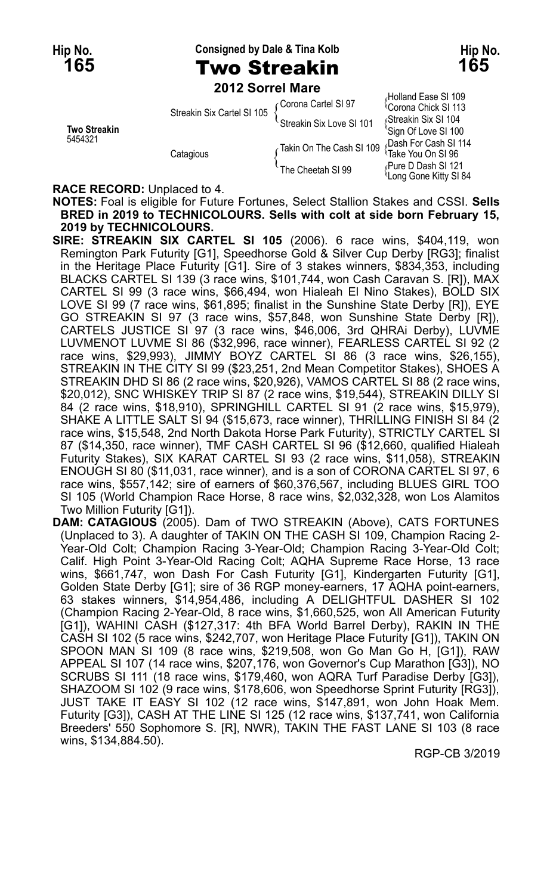Hip No. **165** — Consigned by Dale & Tina Kolb — Hip No. **165**

# Two Streakin

**2012 Sorrel Mare**

| | | | |
|---|---|---|---|
| **Two Streakin** 5454321 | Streakin Six Cartel SI 105 | Corona Cartel SI 97 | Holland Ease SI 109 |
| | | | Corona Chick SI 113 |
| | | Streakin Six Love SI 101 | Streakin Six SI 104 |
| | | | Sign Of Love SI 100 |
| | Catagious | Takin On The Cash SI 109 | Dash For Cash SI 114 |
| | | | Take You On SI 96 |
| | | The Cheetah SI 99 | Pure D Dash SI 121 |
| | | | Long Gone Kitty SI 84 |

**RACE RECORD:** Unplaced to 4.

**NOTES:** Foal is eligible for Future Fortunes, Select Stallion Stakes and CSSI. **Sells BRED in 2019 to TECHNICOLOURS. Sells with colt at side born February 15, 2019 by TECHNICOLOURS.**

**SIRE: STREAKIN SIX CARTEL SI 105** (2006). 6 race wins, $404,119, won Remington Park Futurity [G1], Speedhorse Gold & Silver Cup Derby [RG3]; finalist in the Heritage Place Futurity [G1]. Sire of 3 stakes winners, $834,353, including BLACKS CARTEL SI 139 (3 race wins, $101,744, won Cash Caravan S. [R]), MAX CARTEL SI 99 (3 race wins, $66,494, won Hialeah El Nino Stakes), BOLD SIX LOVE SI 99 (7 race wins, $61,895; finalist in the Sunshine State Derby [R]), EYE GO STREAKIN SI 97 (3 race wins, $57,848, won Sunshine State Derby [R]), CARTELS JUSTICE SI 97 (3 race wins, $46,006, 3rd QHRAi Derby), LUVME LUVMENOT LUVME SI 86 ($32,996, race winner), FEARLESS CARTEL SI 92 (2 race wins, $29,993), JIMMY BOYZ CARTEL SI 86 (3 race wins, $26,155), STREAKIN IN THE CITY SI 99 ($23,251, 2nd Mean Competitor Stakes), SHOES A STREAKIN DHD SI 86 (2 race wins, $20,926), VAMOS CARTEL SI 88 (2 race wins, $20,012), SNC WHISKEY TRIP SI 87 (2 race wins, $19,544), STREAKIN DILLY SI 84 (2 race wins, $18,910), SPRINGHILL CARTEL SI 91 (2 race wins, $15,979), SHAKE A LITTLE SALT SI 94 ($15,673, race winner), THRILLING FINISH SI 84 (2 race wins, $15,548, 2nd North Dakota Horse Park Futurity), STRICTLY CARTEL SI 87 ($14,350, race winner), TMF CASH CARTEL SI 96 ($12,660, qualified Hialeah Futurity Stakes), SIX KARAT CARTEL SI 93 (2 race wins, $11,058), STREAKIN ENOUGH SI 80 ($11,031, race winner), and is a son of CORONA CARTEL SI 97, 6 race wins, $557,142; sire of earners of $60,376,567, including BLUES GIRL TOO SI 105 (World Champion Race Horse, 8 race wins, $2,032,328, won Los Alamitos Two Million Futurity [G1]).

**DAM: CATAGIOUS** (2005). Dam of TWO STREAKIN (Above), CATS FORTUNES (Unplaced to 3). A daughter of TAKIN ON THE CASH SI 109, Champion Racing 2-Year-Old Colt; Champion Racing 3-Year-Old; Champion Racing 3-Year-Old Colt; Calif. High Point 3-Year-Old Racing Colt; AQHA Supreme Race Horse, 13 race wins, $661,747, won Dash For Cash Futurity [G1], Kindergarten Futurity [G1], Golden State Derby [G1]; sire of 36 RGP money-earners, 17 AQHA point-earners, 63 stakes winners, $14,954,486, including A DELIGHTFUL DASHER SI 102 (Champion Racing 2-Year-Old, 8 race wins, $1,660,525, won All American Futurity [G1]), WAHINI CASH ($127,317: 4th BFA World Barrel Derby), RAKIN IN THE CASH SI 102 (5 race wins, $242,707, won Heritage Place Futurity [G1]), TAKIN ON SPOON MAN SI 109 (8 race wins, $219,508, won Go Man Go H, [G1]), RAW APPEAL SI 107 (14 race wins, $207,176, won Governor's Cup Marathon [G3]), NO SCRUBS SI 111 (18 race wins, $179,460, won AQRA Turf Paradise Derby [G3]), SHAZOOM SI 102 (9 race wins, $178,606, won Speedhorse Sprint Futurity [RG3]), JUST TAKE IT EASY SI 102 (12 race wins, $147,891, won John Hoak Mem. Futurity [G3]), CASH AT THE LINE SI 125 (12 race wins, $137,741, won California Breeders' 550 Sophomore S. [R], NWR), TAKIN THE FAST LANE SI 103 (8 race wins, $134,884.50).

RGP-CB 3/2019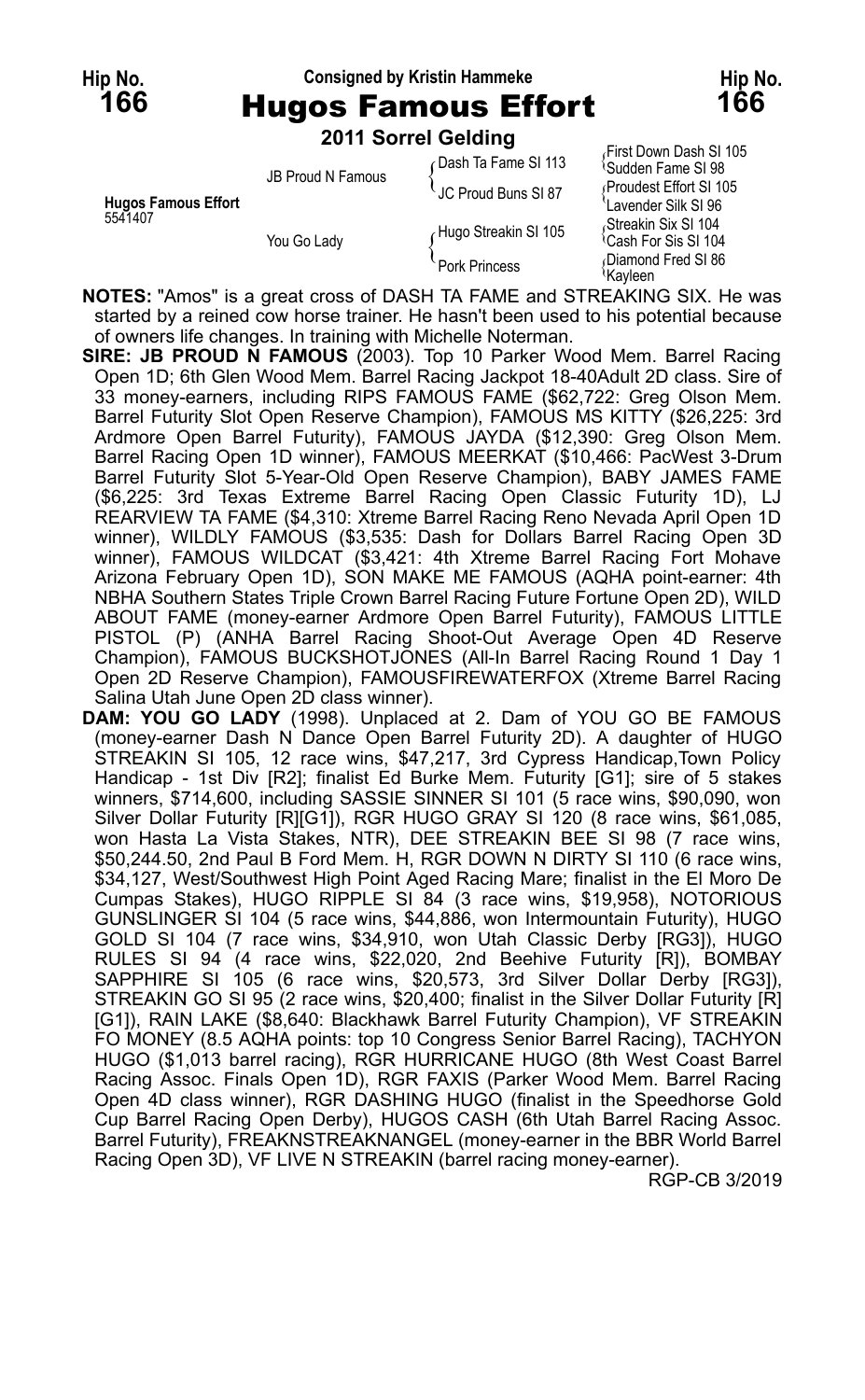Hip No. **166** — Consigned by Kristin Hammeke — Hip No. **166**

# Hugos Famous Effort

**2011 Sorrel Gelding**

| | | | |
|---|---|---|---|
| **Hugos Famous Effort** 5541407 | JB Proud N Famous | Dash Ta Fame SI 113 | First Down Dash SI 105 |
| | | | Sudden Fame SI 98 |
| | | JC Proud Buns SI 87 | Proudest Effort SI 105 |
| | | | Lavender Silk SI 96 |
| | You Go Lady | Hugo Streakin SI 105 | Streakin Six SI 104 |
| | | | Cash For Sis SI 104 |
| | | Pork Princess | Diamond Fred SI 86 |
| | | | Kayleen |

**NOTES:** "Amos" is a great cross of DASH TA FAME and STREAKING SIX. He was started by a reined cow horse trainer. He hasn't been used to his potential because of owners life changes. In training with Michelle Noterman.

**SIRE: JB PROUD N FAMOUS** (2003). Top 10 Parker Wood Mem. Barrel Racing Open 1D; 6th Glen Wood Mem. Barrel Racing Jackpot 18-40Adult 2D class. Sire of 33 money-earners, including RIPS FAMOUS FAME ($62,722: Greg Olson Mem. Barrel Futurity Slot Open Reserve Champion), FAMOUS MS KITTY ($26,225: 3rd Ardmore Open Barrel Futurity), FAMOUS JAYDA ($12,390: Greg Olson Mem. Barrel Racing Open 1D winner), FAMOUS MEERKAT ($10,466: PacWest 3-Drum Barrel Futurity Slot 5-Year-Old Open Reserve Champion), BABY JAMES FAME ($6,225: 3rd Texas Extreme Barrel Racing Open Classic Futurity 1D), LJ REARVIEW TA FAME ($4,310: Xtreme Barrel Racing Reno Nevada April Open 1D winner), WILDLY FAMOUS ($3,535: Dash for Dollars Barrel Racing Open 3D winner), FAMOUS WILDCAT ($3,421: 4th Xtreme Barrel Racing Fort Mohave Arizona February Open 1D), SON MAKE ME FAMOUS (AQHA point-earner: 4th NBHA Southern States Triple Crown Barrel Racing Future Fortune Open 2D), WILD ABOUT FAME (money-earner Ardmore Open Barrel Futurity), FAMOUS LITTLE PISTOL (P) (ANHA Barrel Racing Shoot-Out Average Open 4D Reserve Champion), FAMOUS BUCKSHOTJONES (All-In Barrel Racing Round 1 Day 1 Open 2D Reserve Champion), FAMOUSFIREWATERFOX (Xtreme Barrel Racing Salina Utah June Open 2D class winner).

**DAM: YOU GO LADY** (1998). Unplaced at 2. Dam of YOU GO BE FAMOUS (money-earner Dash N Dance Open Barrel Futurity 2D). A daughter of HUGO STREAKIN SI 105, 12 race wins, $47,217, 3rd Cypress Handicap,Town Policy Handicap - 1st Div [R2]; finalist Ed Burke Mem. Futurity [G1]; sire of 5 stakes winners, $714,600, including SASSIE SINNER SI 101 (5 race wins, $90,090, won Silver Dollar Futurity [R][G1]), RGR HUGO GRAY SI 120 (8 race wins, $61,085, won Hasta La Vista Stakes, NTR), DEE STREAKIN BEE SI 98 (7 race wins, $50,244.50, 2nd Paul B Ford Mem. H, RGR DOWN N DIRTY SI 110 (6 race wins, $34,127, West/Southwest High Point Aged Racing Mare; finalist in the El Moro De Cumpas Stakes), HUGO RIPPLE SI 84 (3 race wins, $19,958), NOTORIOUS GUNSLINGER SI 104 (5 race wins, $44,886, won Intermountain Futurity), HUGO GOLD SI 104 (7 race wins, $34,910, won Utah Classic Derby [RG3]), HUGO RULES SI 94 (4 race wins, $22,020, 2nd Beehive Futurity [R]), BOMBAY SAPPHIRE SI 105 (6 race wins, $20,573, 3rd Silver Dollar Derby [RG3]), STREAKIN GO SI 95 (2 race wins, $20,400; finalist in the Silver Dollar Futurity [R] [G1]), RAIN LAKE ($8,640: Blackhawk Barrel Futurity Champion), VF STREAKIN FO MONEY (8.5 AQHA points: top 10 Congress Senior Barrel Racing), TACHYON HUGO ($1,013 barrel racing), RGR HURRICANE HUGO (8th West Coast Barrel Racing Assoc. Finals Open 1D), RGR FAXIS (Parker Wood Mem. Barrel Racing Open 4D class winner), RGR DASHING HUGO (finalist in the Speedhorse Gold Cup Barrel Racing Open Derby), HUGOS CASH (6th Utah Barrel Racing Assoc. Barrel Futurity), FREAKNSTREAKNANGEL (money-earner in the BBR World Barrel Racing Open 3D), VF LIVE N STREAKIN (barrel racing money-earner).

RGP-CB 3/2019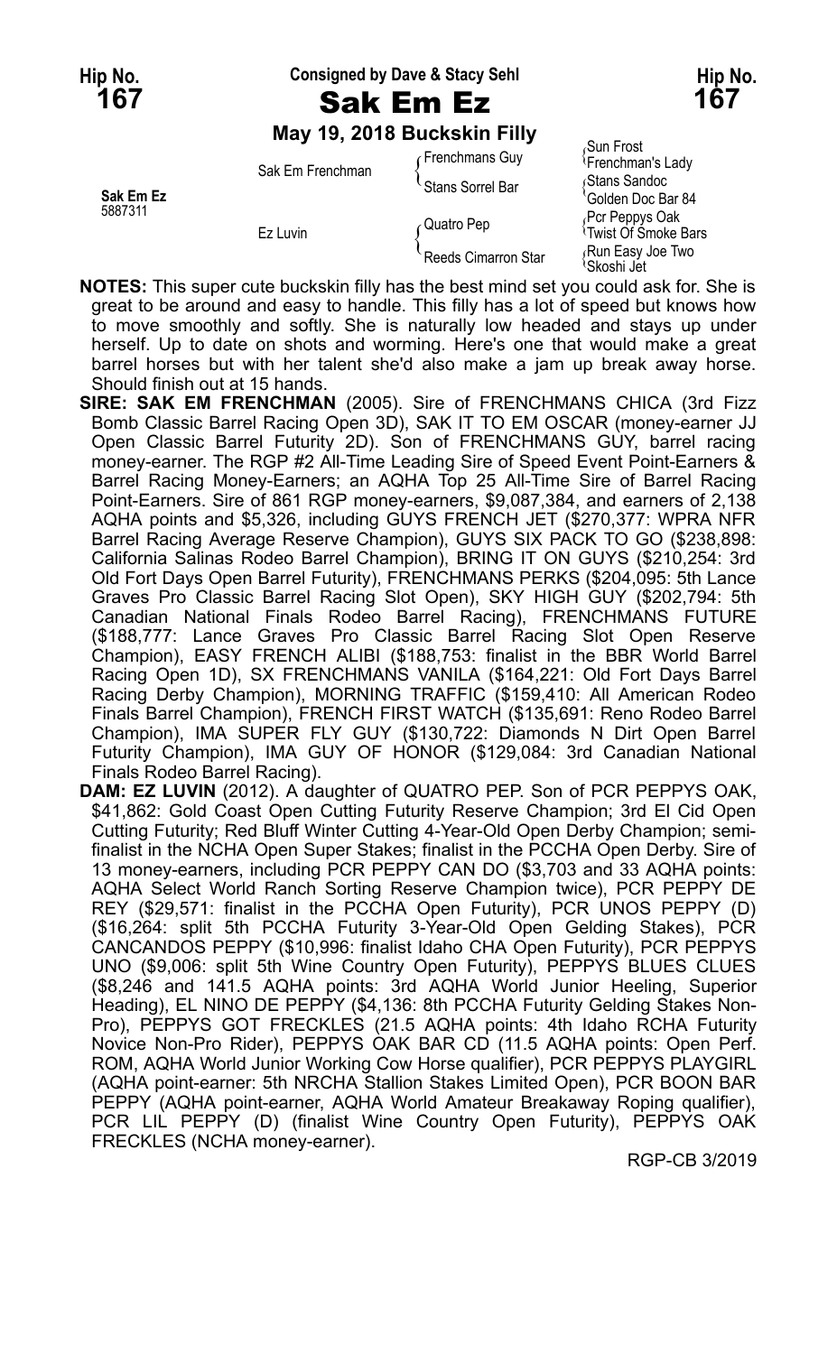**Hip No. 167** | **Consigned by Dave & Stacy Sehl** | **Hip No. 167**

# Sak Em Ez

**May 19, 2018 Buckskin Filly**

| | | | |
|---|---|---|---|
| **Sak Em Ez** 5887311 | Sak Em Frenchman | Frenchmans Guy | Sun Frost |
| | | | Frenchman's Lady |
| | | Stans Sorrel Bar | Stans Sandoc |
| | | | Golden Doc Bar 84 |
| | Ez Luvin | Quatro Pep | Pcr Peppys Oak |
| | | | Twist Of Smoke Bars |
| | | Reeds Cimarron Star | Run Easy Joe Two |
| | | | Skoshi Jet |

**NOTES:** This super cute buckskin filly has the best mind set you could ask for. She is great to be around and easy to handle. This filly has a lot of speed but knows how to move smoothly and softly. She is naturally low headed and stays up under herself. Up to date on shots and worming. Here's one that would make a great barrel horses but with her talent she'd also make a jam up break away horse. Should finish out at 15 hands.

**SIRE: SAK EM FRENCHMAN** (2005). Sire of FRENCHMANS CHICA (3rd Fizz Bomb Classic Barrel Racing Open 3D), SAK IT TO EM OSCAR (money-earner JJ Open Classic Barrel Futurity 2D). Son of FRENCHMANS GUY, barrel racing money-earner. The RGP #2 All-Time Leading Sire of Speed Event Point-Earners & Barrel Racing Money-Earners; an AQHA Top 25 All-Time Sire of Barrel Racing Point-Earners. Sire of 861 RGP money-earners, $9,087,384, and earners of 2,138 AQHA points and $5,326, including GUYS FRENCH JET ($270,377: WPRA NFR Barrel Racing Average Reserve Champion), GUYS SIX PACK TO GO ($238,898: California Salinas Rodeo Barrel Champion), BRING IT ON GUYS ($210,254: 3rd Old Fort Days Open Barrel Futurity), FRENCHMANS PERKS ($204,095: 5th Lance Graves Pro Classic Barrel Racing Slot Open), SKY HIGH GUY ($202,794: 5th Canadian National Finals Rodeo Barrel Racing), FRENCHMANS FUTURE ($188,777: Lance Graves Pro Classic Barrel Racing Slot Open Reserve Champion), EASY FRENCH ALIBI ($188,753: finalist in the BBR World Barrel Racing Open 1D), SX FRENCHMANS VANILA ($164,221: Old Fort Days Barrel Racing Derby Champion), MORNING TRAFFIC ($159,410: All American Rodeo Finals Barrel Champion), FRENCH FIRST WATCH ($135,691: Reno Rodeo Barrel Champion), IMA SUPER FLY GUY ($130,722: Diamonds N Dirt Open Barrel Futurity Champion), IMA GUY OF HONOR ($129,084: 3rd Canadian National Finals Rodeo Barrel Racing).

**DAM: EZ LUVIN** (2012). A daughter of QUATRO PEP. Son of PCR PEPPYS OAK, $41,862: Gold Coast Open Cutting Futurity Reserve Champion; 3rd El Cid Open Cutting Futurity; Red Bluff Winter Cutting 4-Year-Old Open Derby Champion; semi-finalist in the NCHA Open Super Stakes; finalist in the PCCHA Open Derby. Sire of 13 money-earners, including PCR PEPPY CAN DO ($3,703 and 33 AQHA points: AQHA Select World Ranch Sorting Reserve Champion twice), PCR PEPPY DE REY ($29,571: finalist in the PCCHA Open Futurity), PCR UNOS PEPPY (D) ($16,264: split 5th PCCHA Futurity 3-Year-Old Open Gelding Stakes), PCR CANCANDOS PEPPY ($10,996: finalist Idaho CHA Open Futurity), PCR PEPPYS UNO ($9,006: split 5th Wine Country Open Futurity), PEPPYS BLUES CLUES ($8,246 and 141.5 AQHA points: 3rd AQHA World Junior Heeling, Superior Heading), EL NINO DE PEPPY ($4,136: 8th PCCHA Futurity Gelding Stakes Non-Pro), PEPPYS GOT FRECKLES (21.5 AQHA points: 4th Idaho RCHA Futurity Novice Non-Pro Rider), PEPPYS OAK BAR CD (11.5 AQHA points: Open Perf. ROM, AQHA World Junior Working Cow Horse qualifier), PCR PEPPYS PLAYGIRL (AQHA point-earner: 5th NRCHA Stallion Stakes Limited Open), PCR BOON BAR PEPPY (AQHA point-earner, AQHA World Amateur Breakaway Roping qualifier), PCR LIL PEPPY (D) (finalist Wine Country Open Futurity), PEPPYS OAK FRECKLES (NCHA money-earner).

RGP-CB 3/2019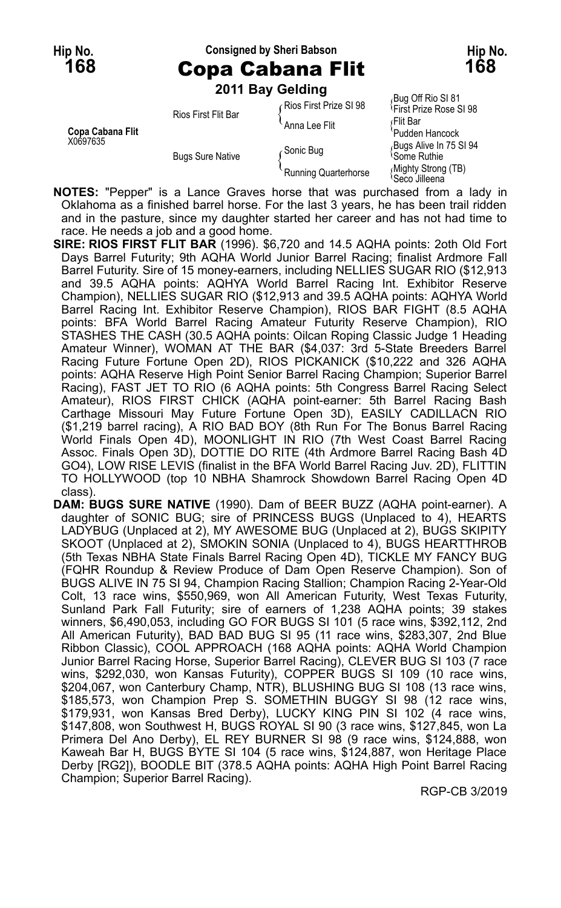**Hip No. 168** — Consigned by Sheri Babson — **Hip No. 168**

# Copa Cabana Flit

**2011 Bay Gelding**

| | | | |
|---|---|---|---|
| **Copa Cabana Flit** X0697635 | Rios First Flit Bar | Rios First Prize SI 98 | Bug Off Rio SI 81 |
| | | | First Prize Rose SI 98 |
| | | Anna Lee Flit | Flit Bar |
| | | | Pudden Hancock |
| | Bugs Sure Native | Sonic Bug | Bugs Alive In 75 SI 94 |
| | | | Some Ruthie |
| | | Running Quarterhorse | Mighty Strong (TB) |
| | | | Seco Jilleena |

**NOTES:** "Pepper" is a Lance Graves horse that was purchased from a lady in Oklahoma as a finished barrel horse. For the last 3 years, he has been trail ridden and in the pasture, since my daughter started her career and has not had time to race. He needs a job and a good home.

**SIRE: RIOS FIRST FLIT BAR** (1996). $6,720 and 14.5 AQHA points: 2oth Old Fort Days Barrel Futurity; 9th AQHA World Junior Barrel Racing; finalist Ardmore Fall Barrel Futurity. Sire of 15 money-earners, including NELLIES SUGAR RIO ($12,913 and 39.5 AQHA points: AQHYA World Barrel Racing Int. Exhibitor Reserve Champion), NELLIES SUGAR RIO ($12,913 and 39.5 AQHA points: AQHYA World Barrel Racing Int. Exhibitor Reserve Champion), RIOS BAR FIGHT (8.5 AQHA points: BFA World Barrel Racing Amateur Futurity Reserve Champion), RIO STASHES THE CASH (30.5 AQHA points: Oilcan Roping Classic Judge 1 Heading Amateur Winner), WOMAN AT THE BAR ($4,037: 3rd 5-State Breeders Barrel Racing Future Fortune Open 2D), RIOS PICKANICK ($10,222 and 326 AQHA points: AQHA Reserve High Point Senior Barrel Racing Champion; Superior Barrel Racing), FAST JET TO RIO (6 AQHA points: 5th Congress Barrel Racing Select Amateur), RIOS FIRST CHICK (AQHA point-earner: 5th Barrel Racing Bash Carthage Missouri May Future Fortune Open 3D), EASILY CADILLACN RIO ($1,219 barrel racing), A RIO BAD BOY (8th Run For The Bonus Barrel Racing World Finals Open 4D), MOONLIGHT IN RIO (7th West Coast Barrel Racing Assoc. Finals Open 3D), DOTTIE DO RITE (4th Ardmore Barrel Racing Bash 4D GO4), LOW RISE LEVIS (finalist in the BFA World Barrel Racing Juv. 2D), FLITTIN TO HOLLYWOOD (top 10 NBHA Shamrock Showdown Barrel Racing Open 4D class).

**DAM: BUGS SURE NATIVE** (1990). Dam of BEER BUZZ (AQHA point-earner). A daughter of SONIC BUG; sire of PRINCESS BUGS (Unplaced to 4), HEARTS LADYBUG (Unplaced at 2), MY AWESOME BUG (Unplaced at 2), BUGS SKIPITY SKOOT (Unplaced at 2), SMOKIN SONIA (Unplaced to 4), BUGS HEARTTHROB (5th Texas NBHA State Finals Barrel Racing Open 4D), TICKLE MY FANCY BUG (FQHR Roundup & Review Produce of Dam Open Reserve Champion). Son of BUGS ALIVE IN 75 SI 94, Champion Racing Stallion; Champion Racing 2-Year-Old Colt, 13 race wins, $550,969, won All American Futurity, West Texas Futurity, Sunland Park Fall Futurity; sire of earners of 1,238 AQHA points; 39 stakes winners, $6,490,053, including GO FOR BUGS SI 101 (5 race wins, $392,112, 2nd All American Futurity), BAD BAD BUG SI 95 (11 race wins, $283,307, 2nd Blue Ribbon Classic), COOL APPROACH (168 AQHA points: AQHA World Champion Junior Barrel Racing Horse, Superior Barrel Racing), CLEVER BUG SI 103 (7 race wins, $292,030, won Kansas Futurity), COPPER BUGS SI 109 (10 race wins, $204,067, won Canterbury Champ, NTR), BLUSHING BUG SI 108 (13 race wins, $185,573, won Champion Prep S. SOMETHIN BUGGY SI 98 (12 race wins, $179,931, won Kansas Bred Derby), LUCKY KING PIN SI 102 (4 race wins, $147,808, won Southwest H, BUGS ROYAL SI 90 (3 race wins, $127,845, won La Primera Del Ano Derby), EL REY BURNER SI 98 (9 race wins, $124,888, won Kaweah Bar H, BUGS BYTE SI 104 (5 race wins, $124,887, won Heritage Place Derby [RG2]), BOODLE BIT (378.5 AQHA points: AQHA High Point Barrel Racing Champion; Superior Barrel Racing).

RGP-CB 3/2019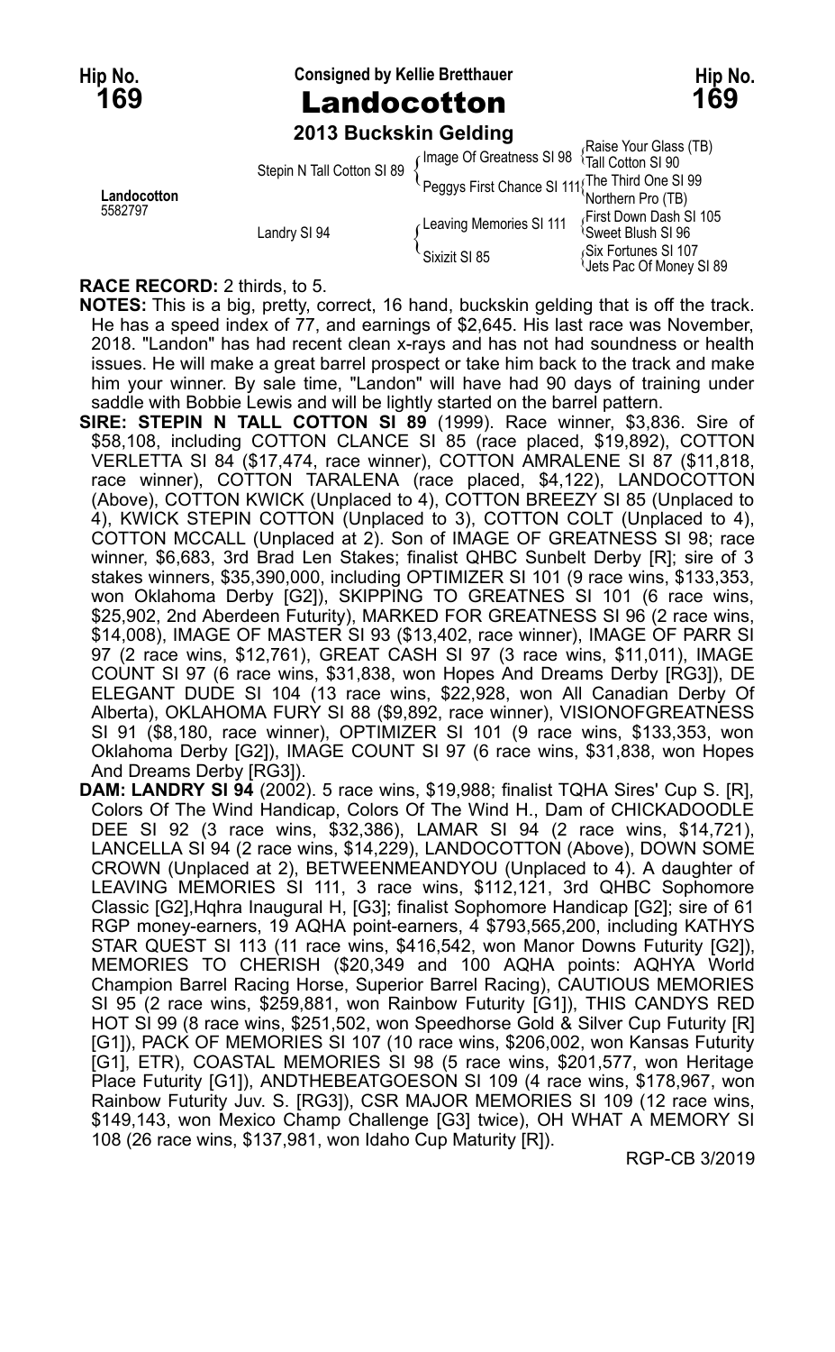**Hip No. 169** — Consigned by Kellie Bretthauer — **Hip No. 169**

# Landocotton

**2013 Buckskin Gelding**

| | | | |
|---|---|---|---|
| **Landocotton** 5582797 | Stepin N Tall Cotton SI 89 | Image Of Greatness SI 98 | Raise Your Glass (TB) |
| | | | Tall Cotton SI 90 |
| | | Peggys First Chance SI 111 | The Third One SI 99 |
| | | | Northern Pro (TB) |
| | Landry SI 94 | Leaving Memories SI 111 | First Down Dash SI 105 |
| | | | Sweet Blush SI 96 |
| | | Sixizit SI 85 | Six Fortunes SI 107 |
| | | | Jets Pac Of Money SI 89 |

**RACE RECORD:** 2 thirds, to 5.

**NOTES:** This is a big, pretty, correct, 16 hand, buckskin gelding that is off the track. He has a speed index of 77, and earnings of $2,645. His last race was November, 2018. "Landon" has had recent clean x-rays and has not had soundness or health issues. He will make a great barrel prospect or take him back to the track and make him your winner. By sale time, "Landon" will have had 90 days of training under saddle with Bobbie Lewis and will be lightly started on the barrel pattern.

**SIRE: STEPIN N TALL COTTON SI 89** (1999). Race winner, $3,836. Sire of $58,108, including COTTON CLANCE SI 85 (race placed, $19,892), COTTON VERLETTA SI 84 ($17,474, race winner), COTTON AMRALENE SI 87 ($11,818, race winner), COTTON TARALENA (race placed, $4,122), LANDOCOTTON (Above), COTTON KWICK (Unplaced to 4), COTTON BREEZY SI 85 (Unplaced to 4), KWICK STEPIN COTTON (Unplaced to 3), COTTON COLT (Unplaced to 4), COTTON MCCALL (Unplaced at 2). Son of IMAGE OF GREATNESS SI 98; race winner, $6,683, 3rd Brad Len Stakes; finalist QHBC Sunbelt Derby [R]; sire of 3 stakes winners, $35,390,000, including OPTIMIZER SI 101 (9 race wins, $133,353, won Oklahoma Derby [G2]), SKIPPING TO GREATNES SI 101 (6 race wins, $25,902, 2nd Aberdeen Futurity), MARKED FOR GREATNESS SI 96 (2 race wins, $14,008), IMAGE OF MASTER SI 93 ($13,402, race winner), IMAGE OF PARR SI 97 (2 race wins, $12,761), GREAT CASH SI 97 (3 race wins, $11,011), IMAGE COUNT SI 97 (6 race wins, $31,838, won Hopes And Dreams Derby [RG3]), DE ELEGANT DUDE SI 104 (13 race wins, $22,928, won All Canadian Derby Of Alberta), OKLAHOMA FURY SI 88 ($9,892, race winner), VISIONOFGREATNESS SI 91 ($8,180, race winner), OPTIMIZER SI 101 (9 race wins, $133,353, won Oklahoma Derby [G2]), IMAGE COUNT SI 97 (6 race wins, $31,838, won Hopes And Dreams Derby [RG3]).

**DAM: LANDRY SI 94** (2002). 5 race wins, $19,988; finalist TQHA Sires' Cup S. [R], Colors Of The Wind Handicap, Colors Of The Wind H., Dam of CHICKADOODLE DEE SI 92 (3 race wins, $32,386), LAMAR SI 94 (2 race wins, $14,721), LANCELLA SI 94 (2 race wins, $14,229), LANDOCOTTON (Above), DOWN SOME CROWN (Unplaced at 2), BETWEENMEANDYOU (Unplaced to 4). A daughter of LEAVING MEMORIES SI 111, 3 race wins, $112,121, 3rd QHBC Sophomore Classic [G2],Hqhra Inaugural H, [G3]; finalist Sophomore Handicap [G2]; sire of 61 RGP money-earners, 19 AQHA point-earners, 4 $793,565,200, including KATHYS STAR QUEST SI 113 (11 race wins, $416,542, won Manor Downs Futurity [G2]), MEMORIES TO CHERISH ($20,349 and 100 AQHA points: AQHYA World Champion Barrel Racing Horse, Superior Barrel Racing), CAUTIOUS MEMORIES SI 95 (2 race wins, $259,881, won Rainbow Futurity [G1]), THIS CANDYS RED HOT SI 99 (8 race wins, $251,502, won Speedhorse Gold & Silver Cup Futurity [R] [G1]), PACK OF MEMORIES SI 107 (10 race wins, $206,002, won Kansas Futurity [G1], ETR), COASTAL MEMORIES SI 98 (5 race wins, $201,577, won Heritage Place Futurity [G1]), ANDTHEBEATGOESON SI 109 (4 race wins, $178,967, won Rainbow Futurity Juv. S. [RG3]), CSR MAJOR MEMORIES SI 109 (12 race wins, $149,143, won Mexico Champ Challenge [G3] twice), OH WHAT A MEMORY SI 108 (26 race wins, $137,981, won Idaho Cup Maturity [R]).

RGP-CB 3/2019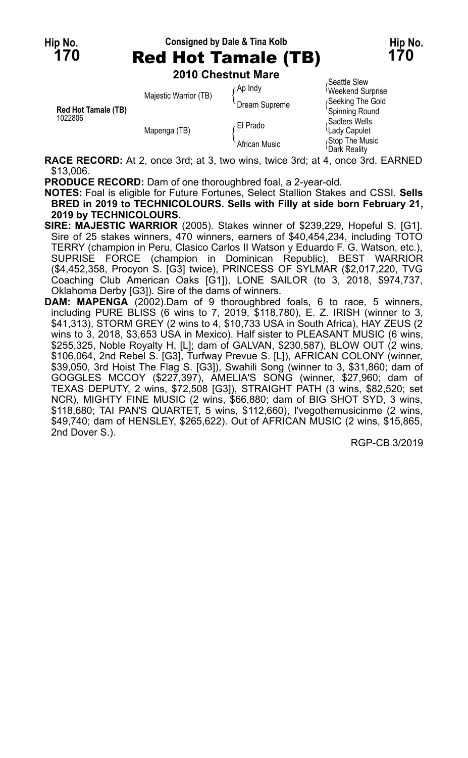Hip No. **170** — Consigned by Dale & Tina Kolb — Hip No. **170**

# Red Hot Tamale (TB)

**2010 Chestnut Mare**

| | | | |
|---|---|---|---|
| Red Hot Tamale (TB) 1022806 | Majestic Warrior (TB) | Ap Indy | Seattle Slew |
| | | | Weekend Surprise |
| | | Dream Supreme | Seeking The Gold |
| | | | Spinning Round |
| | Mapenga (TB) | El Prado | Sadlers Wells |
| | | | Lady Capulet |
| | | African Music | Stop The Music |
| | | | Dark Reality |

**RACE RECORD:** At 2, once 3rd; at 3, two wins, twice 3rd; at 4, once 3rd. EARNED $13,006.

**PRODUCE RECORD:** Dam of one thoroughbred foal, a 2-year-old.

**NOTES:** Foal is eligible for Future Fortunes, Select Stallion Stakes and CSSI. **Sells BRED in 2019 to TECHNICOLOURS. Sells with Filly at side born February 21, 2019 by TECHNICOLOURS.**

**SIRE: MAJESTIC WARRIOR** (2005). Stakes winner of $239,229, Hopeful S. [G1]. Sire of 25 stakes winners, 470 winners, earners of $40,454,234, including TOTO TERRY (champion in Peru, Clasico Carlos II Watson y Eduardo F. G. Watson, etc.), SUPRISE FORCE (champion in Dominican Republic), BEST WARRIOR ($4,452,358, Procyon S. [G3] twice), PRINCESS OF SYLMAR ($2,017,220, TVG Coaching Club American Oaks [G1]), LONE SAILOR (to 3, 2018, $974,737, Oklahoma Derby [G3]). Sire of the dams of winners.

**DAM: MAPENGA** (2002).Dam of 9 thoroughbred foals, 6 to race, 5 winners, including PURE BLISS (6 wins to 7, 2019, $118,780), E. Z. IRISH (winner to 3, $41,313), STORM GREY (2 wins to 4, $10,733 USA in South Africa), HAY ZEUS (2 wins to 3, 2018, $3,653 USA in Mexico). Half sister to PLEASANT MUSIC (6 wins, $255,325, Noble Royalty H, [L]; dam of GALVAN, $230,587), BLOW OUT (2 wins, $106,064, 2nd Rebel S. [G3], Turfway Prevue S. [L]), AFRICAN COLONY (winner, $39,050, 3rd Hoist The Flag S. [G3]), Swahili Song (winner to 3, $31,860; dam of GOGGLES MCCOY ($227,397), AMELIA'S SONG (winner, $27,960; dam of TEXAS DEPUTY, 2 wins, $72,508 [G3]), STRAIGHT PATH (3 wins, $82,520; set NCR), MIGHTY FINE MUSIC (2 wins, $66,880; dam of BIG SHOT SYD, 3 wins, $118,680; TAI PAN'S QUARTET, 5 wins, $112,660), I'vegothemusicinme (2 wins, $49,740; dam of HENSLEY, $265,622). Out of AFRICAN MUSIC (2 wins, $15,865, 2nd Dover S.).

RGP-CB 3/2019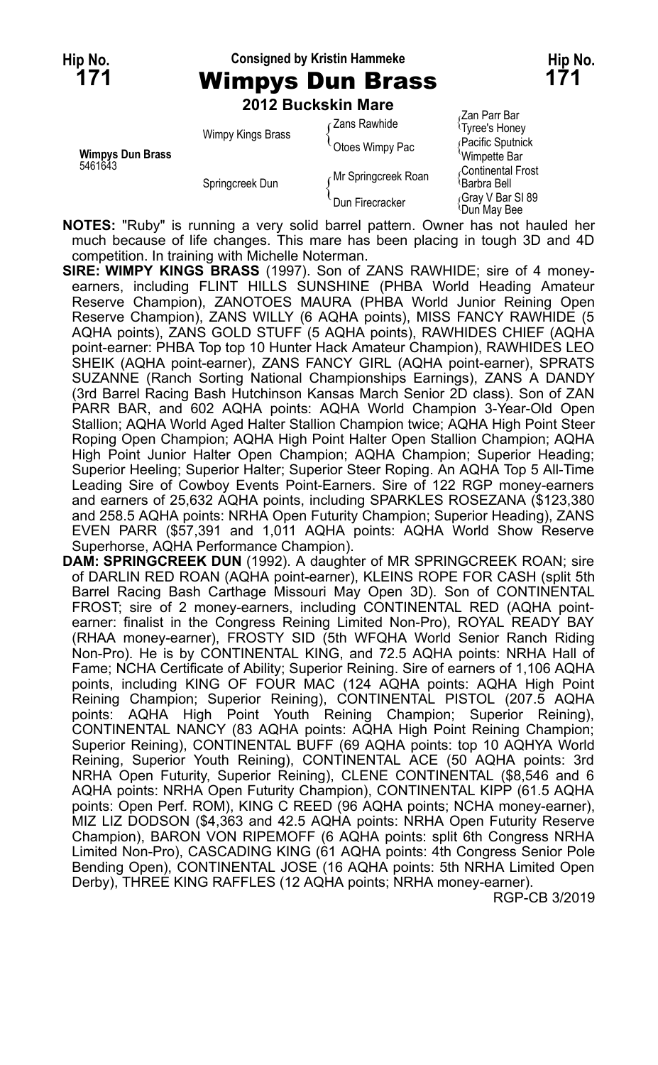Hip No. **171**

Consigned by Kristin Hammeke

# Wimpys Dun Brass

Hip No. **171**

**2012 Buckskin Mare**

| | | | |
|---|---|---|---|
| **Wimpys Dun Brass** 5461643 | Wimpy Kings Brass | Zans Rawhide | Zan Parr Bar |
| | | | Tyree's Honey |
| | | Otoes Wimpy Pac | Pacific Sputnick |
| | | | Wimpette Bar |
| | Springcreek Dun | Mr Springcreek Roan | Continental Frost |
| | | | Barbra Bell |
| | | Dun Firecracker | Gray V Bar Sl 89 |
| | | | Dun May Bee |

**NOTES:** "Ruby" is running a very solid barrel pattern. Owner has not hauled her much because of life changes. This mare has been placing in tough 3D and 4D competition. In training with Michelle Noterman.

**SIRE: WIMPY KINGS BRASS** (1997). Son of ZANS RAWHIDE; sire of 4 money-earners, including FLINT HILLS SUNSHINE (PHBA World Heading Amateur Reserve Champion), ZANOTOES MAURA (PHBA World Junior Reining Open Reserve Champion), ZANS WILLY (6 AQHA points), MISS FANCY RAWHIDE (5 AQHA points), ZANS GOLD STUFF (5 AQHA points), RAWHIDES CHIEF (AQHA point-earner: PHBA Top top 10 Hunter Hack Amateur Champion), RAWHIDES LEO SHEIK (AQHA point-earner), ZANS FANCY GIRL (AQHA point-earner), SPRATS SUZANNE (Ranch Sorting National Championships Earnings), ZANS A DANDY (3rd Barrel Racing Bash Hutchinson Kansas March Senior 2D class). Son of ZAN PARR BAR, and 602 AQHA points: AQHA World Champion 3-Year-Old Open Stallion; AQHA World Aged Halter Stallion Champion twice; AQHA High Point Steer Roping Open Champion; AQHA High Point Halter Open Stallion Champion; AQHA High Point Junior Halter Open Champion; AQHA Champion; Superior Heading; Superior Heeling; Superior Halter; Superior Steer Roping. An AQHA Top 5 All-Time Leading Sire of Cowboy Events Point-Earners. Sire of 122 RGP money-earners and earners of 25,632 AQHA points, including SPARKLES ROSEZANA ($123,380 and 258.5 AQHA points: NRHA Open Futurity Champion; Superior Heading), ZANS EVEN PARR ($57,391 and 1,011 AQHA points: AQHA World Show Reserve Superhorse, AQHA Performance Champion).

**DAM: SPRINGCREEK DUN** (1992). A daughter of MR SPRINGCREEK ROAN; sire of DARLIN RED ROAN (AQHA point-earner), KLEINS ROPE FOR CASH (split 5th Barrel Racing Bash Carthage Missouri May Open 3D). Son of CONTINENTAL FROST; sire of 2 money-earners, including CONTINENTAL RED (AQHA point-earner: finalist in the Congress Reining Limited Non-Pro), ROYAL READY BAY (RHAA money-earner), FROSTY SID (5th WFQHA World Senior Ranch Riding Non-Pro). He is by CONTINENTAL KING, and 72.5 AQHA points: NRHA Hall of Fame; NCHA Certificate of Ability; Superior Reining. Sire of earners of 1,106 AQHA points, including KING OF FOUR MAC (124 AQHA points: AQHA High Point Reining Champion; Superior Reining), CONTINENTAL PISTOL (207.5 AQHA points: AQHA High Point Youth Reining Champion; Superior Reining), CONTINENTAL NANCY (83 AQHA points: AQHA High Point Reining Champion; Superior Reining), CONTINENTAL BUFF (69 AQHA points: top 10 AQHYA World Reining, Superior Youth Reining), CONTINENTAL ACE (50 AQHA points: 3rd NRHA Open Futurity, Superior Reining), CLENE CONTINENTAL ($8,546 and 6 AQHA points: NRHA Open Futurity Champion), CONTINENTAL KIPP (61.5 AQHA points: Open Perf. ROM), KING C REED (96 AQHA points; NCHA money-earner), MIZ LIZ DODSON ($4,363 and 42.5 AQHA points: NRHA Open Futurity Reserve Champion), BARON VON RIPEMOFF (6 AQHA points: split 6th Congress NRHA Limited Non-Pro), CASCADING KING (61 AQHA points: 4th Congress Senior Pole Bending Open), CONTINENTAL JOSE (16 AQHA points: 5th NRHA Limited Open Derby), THREE KING RAFFLES (12 AQHA points; NRHA money-earner).

RGP-CB 3/2019